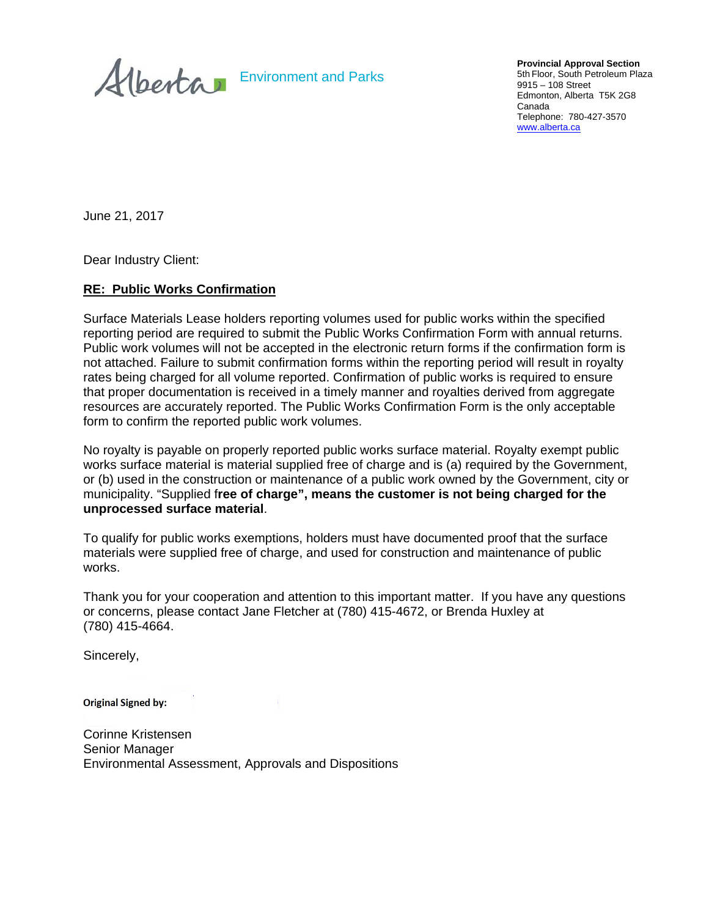Alberta Environment and Parks

**Provincial Approval Section**
5th Floor, South Petroleum Plaza
9915 – 108 Street
Edmonton, Alberta T5K 2G8
Canada
Telephone: 780-427-3570
www.alberta.ca

June 21, 2017

Dear Industry Client:

**RE: Public Works Confirmation**

Surface Materials Lease holders reporting volumes used for public works within the specified reporting period are required to submit the Public Works Confirmation Form with annual returns. Public work volumes will not be accepted in the electronic return forms if the confirmation form is not attached. Failure to submit confirmation forms within the reporting period will result in royalty rates being charged for all volume reported. Confirmation of public works is required to ensure that proper documentation is received in a timely manner and royalties derived from aggregate resources are accurately reported. The Public Works Confirmation Form is the only acceptable form to confirm the reported public work volumes.

No royalty is payable on properly reported public works surface material. Royalty exempt public works surface material is material supplied free of charge and is (a) required by the Government, or (b) used in the construction or maintenance of a public work owned by the Government, city or municipality. "Supplied f**ree of charge", means the customer is not being charged for the unprocessed surface material**.

To qualify for public works exemptions, holders must have documented proof that the surface materials were supplied free of charge, and used for construction and maintenance of public works.

Thank you for your cooperation and attention to this important matter. If you have any questions or concerns, please contact Jane Fletcher at (780) 415-4672, or Brenda Huxley at (780) 415-4664.

Sincerely,

**Original Signed by:**

Corinne Kristensen
Senior Manager
Environmental Assessment, Approvals and Dispositions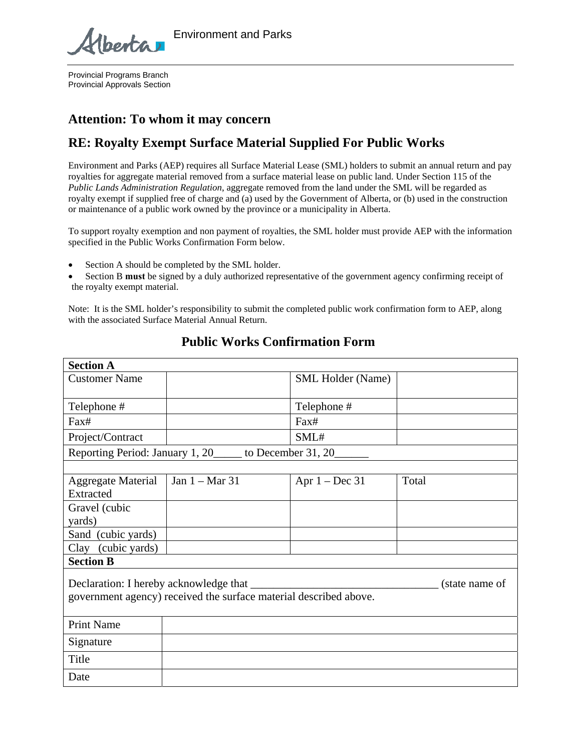Alberta Environment and Parks

Provincial Programs Branch
Provincial Approvals Section

## Attention: To whom it may concern

## RE: Royalty Exempt Surface Material Supplied For Public Works

Environment and Parks (AEP) requires all Surface Material Lease (SML) holders to submit an annual return and pay royalties for aggregate material removed from a surface material lease on public land. Under Section 115 of the *Public Lands Administration Regulation*, aggregate removed from the land under the SML will be regarded as royalty exempt if supplied free of charge and (a) used by the Government of Alberta, or (b) used in the construction or maintenance of a public work owned by the province or a municipality in Alberta.

To support royalty exemption and non payment of royalties, the SML holder must provide AEP with the information specified in the Public Works Confirmation Form below.

- Section A should be completed by the SML holder.
- Section B **must** be signed by a duly authorized representative of the government agency confirming receipt of the royalty exempt material.

Note: It is the SML holder's responsibility to submit the completed public work confirmation form to AEP, along with the associated Surface Material Annual Return.

## Public Works Confirmation Form

| **Section A** | | | |
|---|---|---|---|
| Customer Name | | SML Holder (Name) | |
| Telephone # | | Telephone # | |
| Fax# | | Fax# | |
| Project/Contract | | SML# | |
| Reporting Period: January 1, 20_____ to December 31, 20______ | | | |
| | | | |
| Aggregate Material Extracted | Jan 1 – Mar 31 | Apr 1 – Dec 31 | Total |
| Gravel (cubic yards) | | | |
| Sand (cubic yards) | | | |
| Clay (cubic yards) | | | |

| **Section B** | |
|---|---|
| Declaration: I hereby acknowledge that ________________________________ (state name of government agency) received the surface material described above. | |
| Print Name | |
| Signature | |
| Title | |
| Date | |